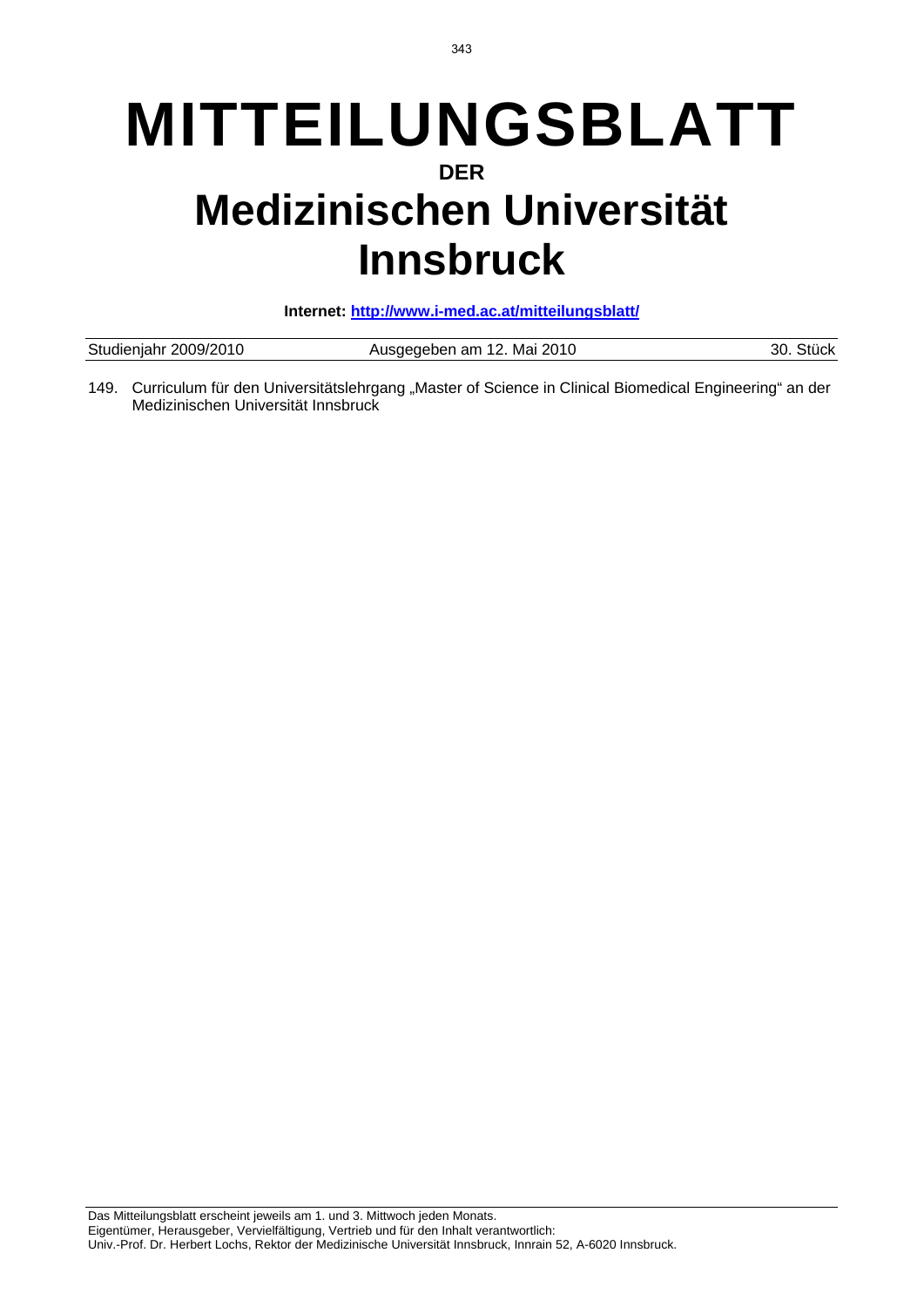# MITTEILUNGSBLATT

**DER**

# Medizinischen Universität Innsbruck

**Internet: http://www.i-med.ac.at/mitteilungsblatt/**

| Studienjahr 2009/2010 | Ausgegeben am 12. Mai 2010 | 30. Stück |
|---|---|---|

149. Curriculum für den Universitätslehrgang „Master of Science in Clinical Biomedical Engineering" an der Medizinischen Universität Innsbruck

Das Mitteilungsblatt erscheint jeweils am 1. und 3. Mittwoch jeden Monats.
Eigentümer, Herausgeber, Vervielfältigung, Vertrieb und für den Inhalt verantwortlich:
Univ.-Prof. Dr. Herbert Lochs, Rektor der Medizinische Universität Innsbruck, Innrain 52, A-6020 Innsbruck.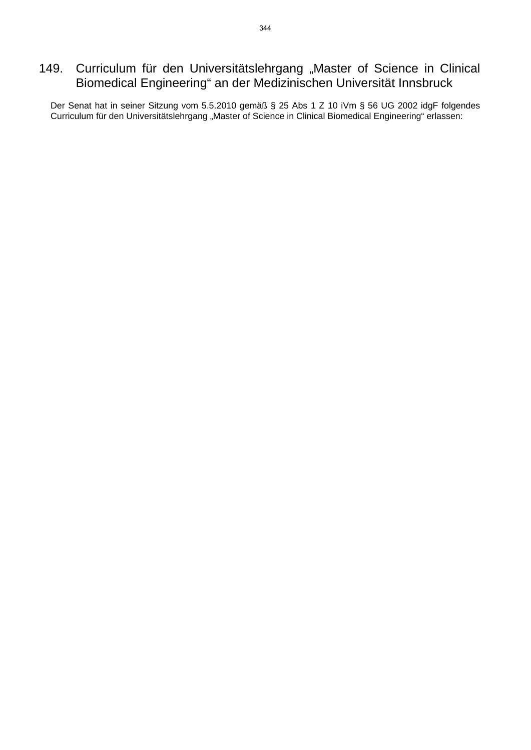## 149. Curriculum für den Universitätslehrgang „Master of Science in Clinical Biomedical Engineering“ an der Medizinischen Universität Innsbruck

Der Senat hat in seiner Sitzung vom 5.5.2010 gemäß § 25 Abs 1 Z 10 iVm § 56 UG 2002 idgF folgendes Curriculum für den Universitätslehrgang „Master of Science in Clinical Biomedical Engineering“ erlassen: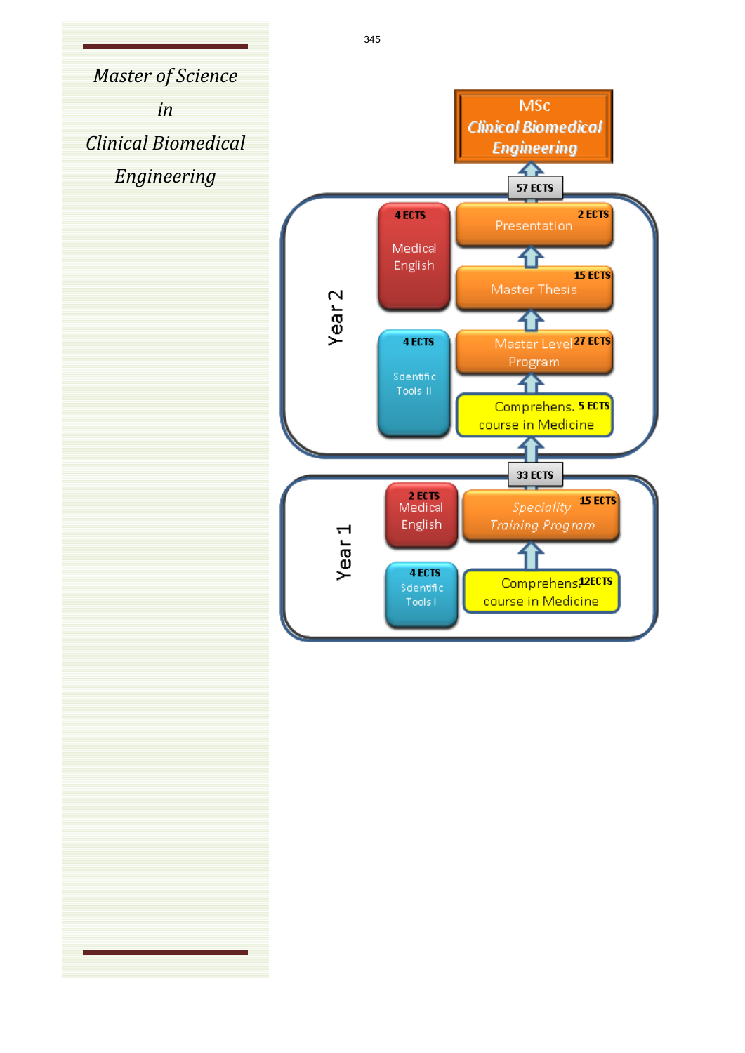*Master of Science*

*in*

*Clinical Biomedical*

*Engineering*

**MSc**
***Clinical Biomedical Engineering***

57 ECTS

**Year 2**

- 4 ECTS — Medical English
- 4 ECTS — Scientific Tools II
- 2 ECTS — Presentation
- 15 ECTS — Master Thesis
- 27 ECTS — Master Level Program
- 5 ECTS — Comprehens. course in Medicine

33 ECTS

**Year 1**

- 2 ECTS — Medical English
- 4 ECTS — Scientific Tools I
- 15 ECTS — *Speciality Training Program*
- 12ECTS — Comprehens. course in Medicine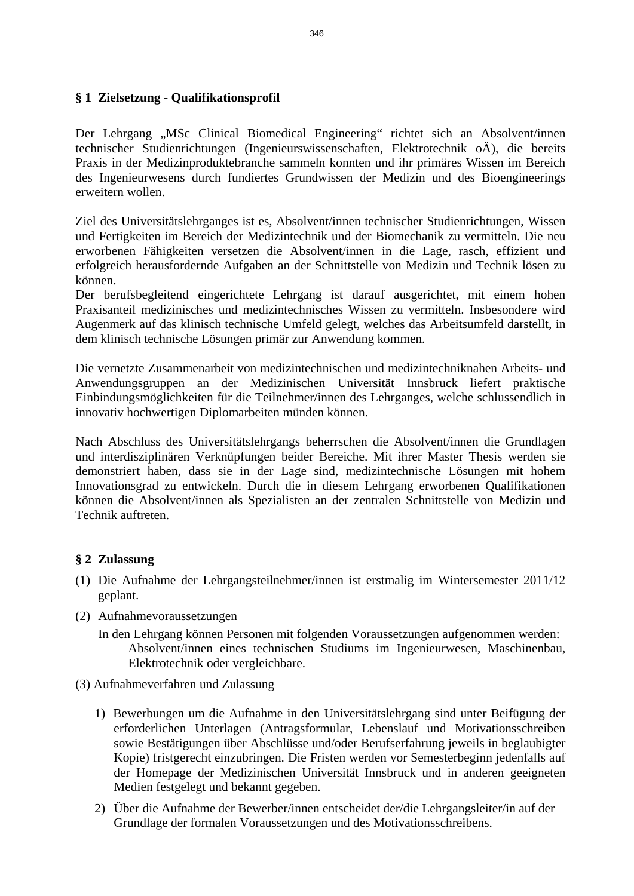## § 1 Zielsetzung - Qualifikationsprofil

Der Lehrgang „MSc Clinical Biomedical Engineering" richtet sich an Absolvent/innen technischer Studienrichtungen (Ingenieurswissenschaften, Elektrotechnik oÄ), die bereits Praxis in der Medizinproduktebranche sammeln konnten und ihr primäres Wissen im Bereich des Ingenieurwesens durch fundiertes Grundwissen der Medizin und des Bioengineerings erweitern wollen.

Ziel des Universitätslehrganges ist es, Absolvent/innen technischer Studienrichtungen, Wissen und Fertigkeiten im Bereich der Medizintechnik und der Biomechanik zu vermitteln. Die neu erworbenen Fähigkeiten versetzen die Absolvent/innen in die Lage, rasch, effizient und erfolgreich herausfordernde Aufgaben an der Schnittstelle von Medizin und Technik lösen zu können.
Der berufsbegleitend eingerichtete Lehrgang ist darauf ausgerichtet, mit einem hohen Praxisanteil medizinisches und medizintechnisches Wissen zu vermitteln. Insbesondere wird Augenmerk auf das klinisch technische Umfeld gelegt, welches das Arbeitsumfeld darstellt, in dem klinisch technische Lösungen primär zur Anwendung kommen.

Die vernetzte Zusammenarbeit von medizintechnischen und medizintechniknahen Arbeits- und Anwendungsgruppen an der Medizinischen Universität Innsbruck liefert praktische Einbindungsmöglichkeiten für die Teilnehmer/innen des Lehrganges, welche schlussendlich in innovativ hochwertigen Diplomarbeiten münden können.

Nach Abschluss des Universitätslehrgangs beherrschen die Absolvent/innen die Grundlagen und interdisziplinären Verknüpfungen beider Bereiche. Mit ihrer Master Thesis werden sie demonstriert haben, dass sie in der Lage sind, medizintechnische Lösungen mit hohem Innovationsgrad zu entwickeln. Durch die in diesem Lehrgang erworbenen Qualifikationen können die Absolvent/innen als Spezialisten an der zentralen Schnittstelle von Medizin und Technik auftreten.

## § 2 Zulassung

(1) Die Aufnahme der Lehrgangsteilnehmer/innen ist erstmalig im Wintersemester 2011/12 geplant.

(2) Aufnahmevoraussetzungen

In den Lehrgang können Personen mit folgenden Voraussetzungen aufgenommen werden:

Absolvent/innen eines technischen Studiums im Ingenieurwesen, Maschinenbau, Elektrotechnik oder vergleichbare.

(3) Aufnahmeverfahren und Zulassung

1) Bewerbungen um die Aufnahme in den Universitätslehrgang sind unter Beifügung der erforderlichen Unterlagen (Antragsformular, Lebenslauf und Motivationsschreiben sowie Bestätigungen über Abschlüsse und/oder Berufserfahrung jeweils in beglaubigter Kopie) fristgerecht einzubringen. Die Fristen werden vor Semesterbeginn jedenfalls auf der Homepage der Medizinischen Universität Innsbruck und in anderen geeigneten Medien festgelegt und bekannt gegeben.

2) Über die Aufnahme der Bewerber/innen entscheidet der/die Lehrgangsleiter/in auf der Grundlage der formalen Voraussetzungen und des Motivationsschreibens.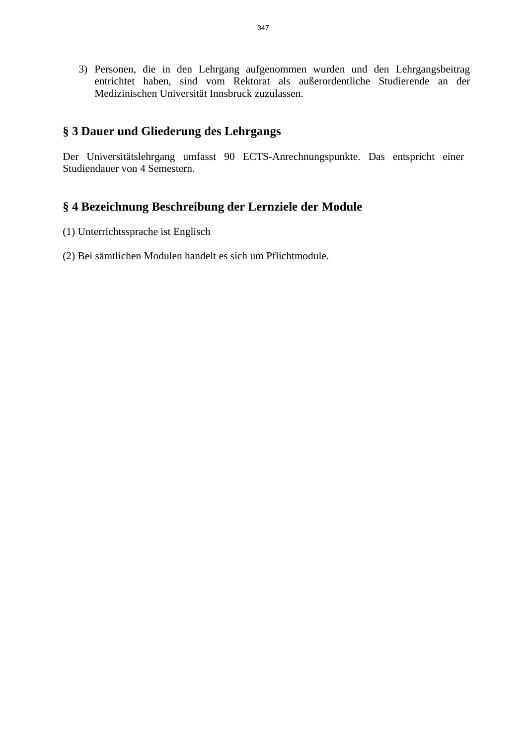3) Personen, die in den Lehrgang aufgenommen wurden und den Lehrgangsbeitrag entrichtet haben, sind vom Rektorat als außerordentliche Studierende an der Medizinischen Universität Innsbruck zuzulassen.

## § 3 Dauer und Gliederung des Lehrgangs

Der Universitätslehrgang umfasst 90 ECTS-Anrechnungspunkte. Das entspricht einer Studiendauer von 4 Semestern.

## § 4 Bezeichnung Beschreibung der Lernziele der Module

(1) Unterrichtssprache ist Englisch

(2) Bei sämtlichen Modulen handelt es sich um Pflichtmodule.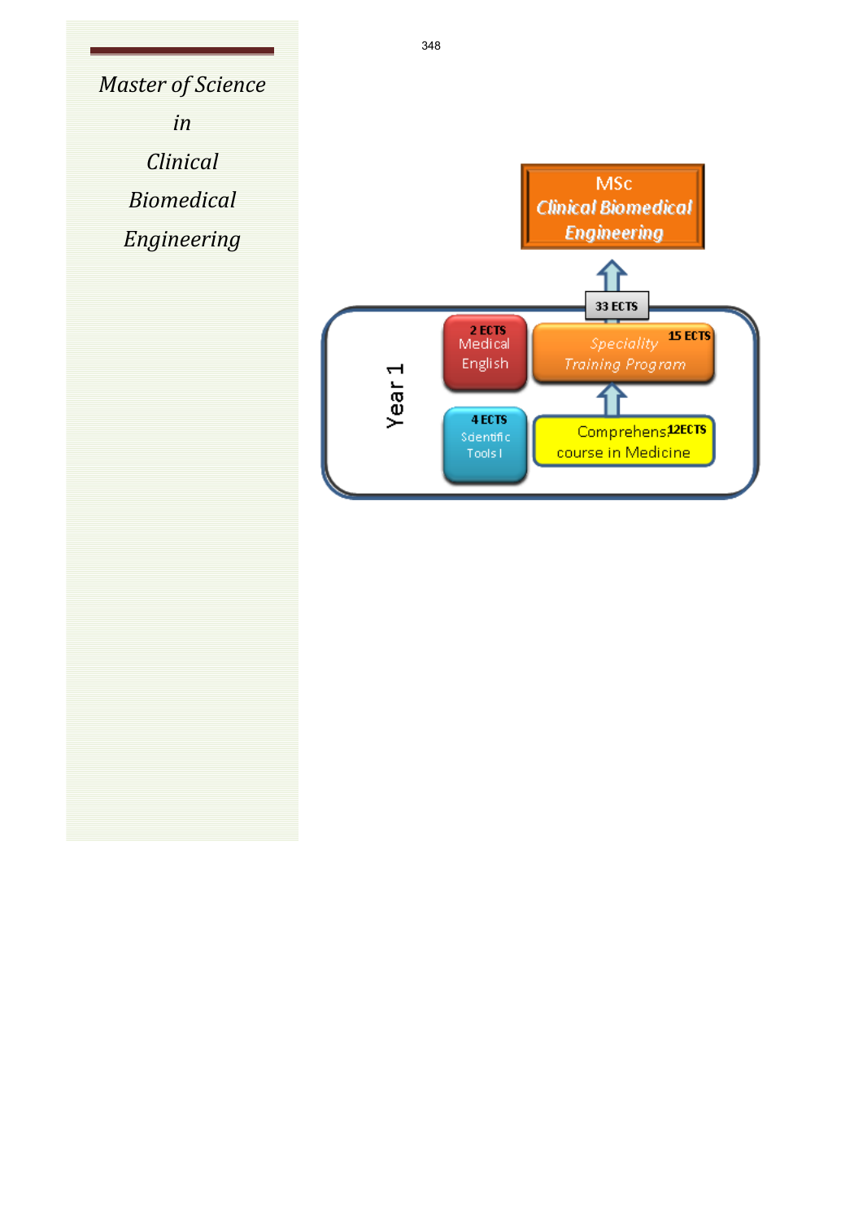*Master of Science*

*in*

*Clinical*

*Biomedical*

*Engineering*

MSc
*Clinical Biomedical Engineering*

33 ECTS

Year 1

2 ECTS
Medical English

15 ECTS
*Speciality Training Program*

4 ECTS
Scientific Tools I

12ECTS
Comprehensive course in Medicine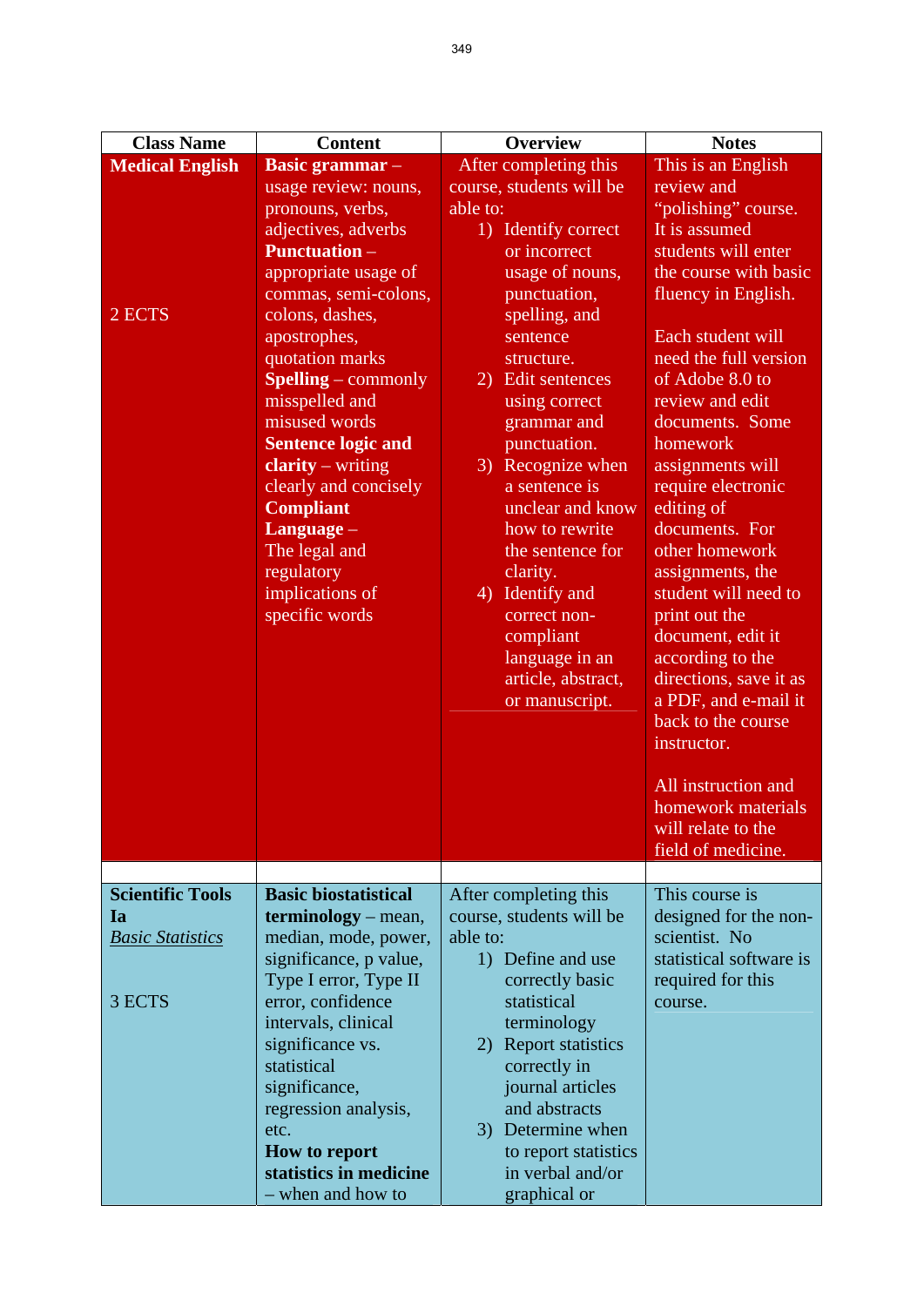| Class Name | Content | Overview | Notes |
|---|---|---|---|
| **Medical English**<br><br>2 ECTS | **Basic grammar** – usage review: nouns, pronouns, verbs, adjectives, adverbs<br>**Punctuation** – appropriate usage of commas, semi-colons, colons, dashes, apostrophes, quotation marks<br>**Spelling** – commonly misspelled and misused words<br>**Sentence logic and clarity** – writing clearly and concisely<br>**Compliant Language** – The legal and regulatory implications of specific words | After completing this course, students will be able to:<br>1) Identify correct or incorrect usage of nouns, punctuation, spelling, and sentence structure.<br>2) Edit sentences using correct grammar and punctuation.<br>3) Recognize when a sentence is unclear and know how to rewrite the sentence for clarity.<br>4) Identify and correct non-compliant language in an article, abstract, or manuscript. | This is an English review and "polishing" course. It is assumed students will enter the course with basic fluency in English.<br><br>Each student will need the full version of Adobe 8.0 to review and edit documents. Some homework assignments will require electronic editing of documents. For other homework assignments, the student will need to print out the document, edit it according to the directions, save it as a PDF, and e-mail it back to the course instructor.<br><br>All instruction and homework materials will relate to the field of medicine. |
| | | | |
| **Scientific Tools Ia**<br>*Basic Statistics*<br><br>3 ECTS | **Basic biostatistical terminology** – mean, median, mode, power, significance, p value, Type I error, Type II error, confidence intervals, clinical significance vs. statistical significance, regression analysis, etc.<br>**How to report statistics in medicine** – when and how to | After completing this course, students will be able to:<br>1) Define and use correctly basic statistical terminology<br>2) Report statistics correctly in journal articles and abstracts<br>3) Determine when to report statistics in verbal and/or graphical or | This course is designed for the non-scientist. No statistical software is required for this course. |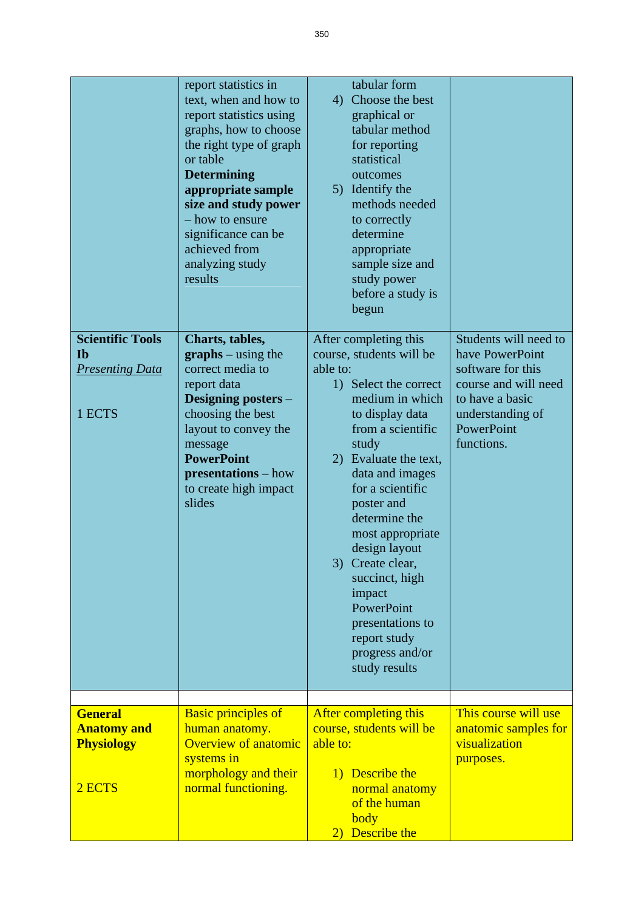| | | | |
|---|---|---|---|
| | report statistics in text, when and how to report statistics using graphs, how to choose the right type of graph or table **Determining appropriate sample size and study power** – how to ensure significance can be achieved from analyzing study results | tabular form 4) Choose the best graphical or tabular method for reporting statistical outcomes 5) Identify the methods needed to correctly determine appropriate sample size and study power before a study is begun | |
| **Scientific Tools Ib** <u>*Presenting Data*</u> 1 ECTS | **Charts, tables, graphs** – using the correct media to report data **Designing posters** – choosing the best layout to convey the message **PowerPoint presentations** – how to create high impact slides | After completing this course, students will be able to: 1) Select the correct medium in which to display data from a scientific study 2) Evaluate the text, data and images for a scientific poster and determine the most appropriate design layout 3) Create clear, succinct, high impact PowerPoint presentations to report study progress and/or study results | Students will need to have PowerPoint software for this course and will need to have a basic understanding of PowerPoint functions. |
| | | | |
| **General Anatomy and Physiology** 2 ECTS | Basic principles of human anatomy. Overview of anatomic systems in morphology and their normal functioning. | After completing this course, students will be able to: 1) Describe the normal anatomy of the human body 2) Describe the | This course will use anatomic samples for visualization purposes. |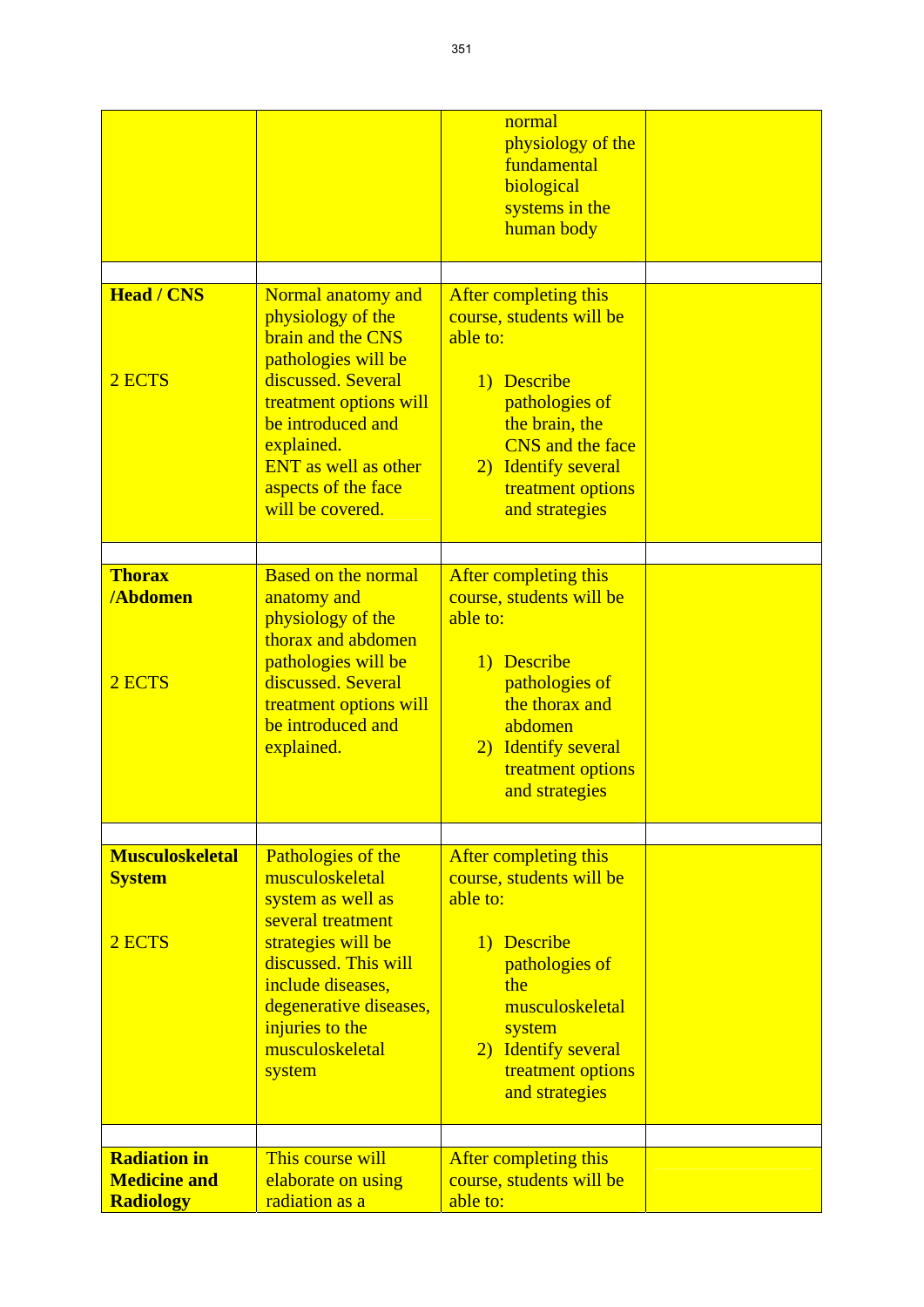| | | | |
|---|---|---|---|
| | | normal physiology of the fundamental biological systems in the human body | |
| | | | |
| **Head / CNS**<br><br>2 ECTS | Normal anatomy and physiology of the brain and the CNS pathologies will be discussed. Several treatment options will be introduced and explained.<br>ENT as well as other aspects of the face will be covered. | After completing this course, students will be able to:<br><br>1) Describe pathologies of the brain, the CNS and the face<br>2) Identify several treatment options and strategies | |
| | | | |
| **Thorax /Abdomen**<br><br>2 ECTS | Based on the normal anatomy and physiology of the thorax and abdomen pathologies will be discussed. Several treatment options will be introduced and explained. | After completing this course, students will be able to:<br><br>1) Describe pathologies of the thorax and abdomen<br>2) Identify several treatment options and strategies | |
| | | | |
| **Musculoskeletal System**<br><br>2 ECTS | Pathologies of the musculoskeletal system as well as several treatment strategies will be discussed. This will include diseases, degenerative diseases, injuries to the musculoskeletal system | After completing this course, students will be able to:<br><br>1) Describe pathologies of the musculoskeletal system<br>2) Identify several treatment options and strategies | |
| | | | |
| **Radiation in Medicine and Radiology** | This course will elaborate on using radiation as a | After completing this course, students will be able to: | |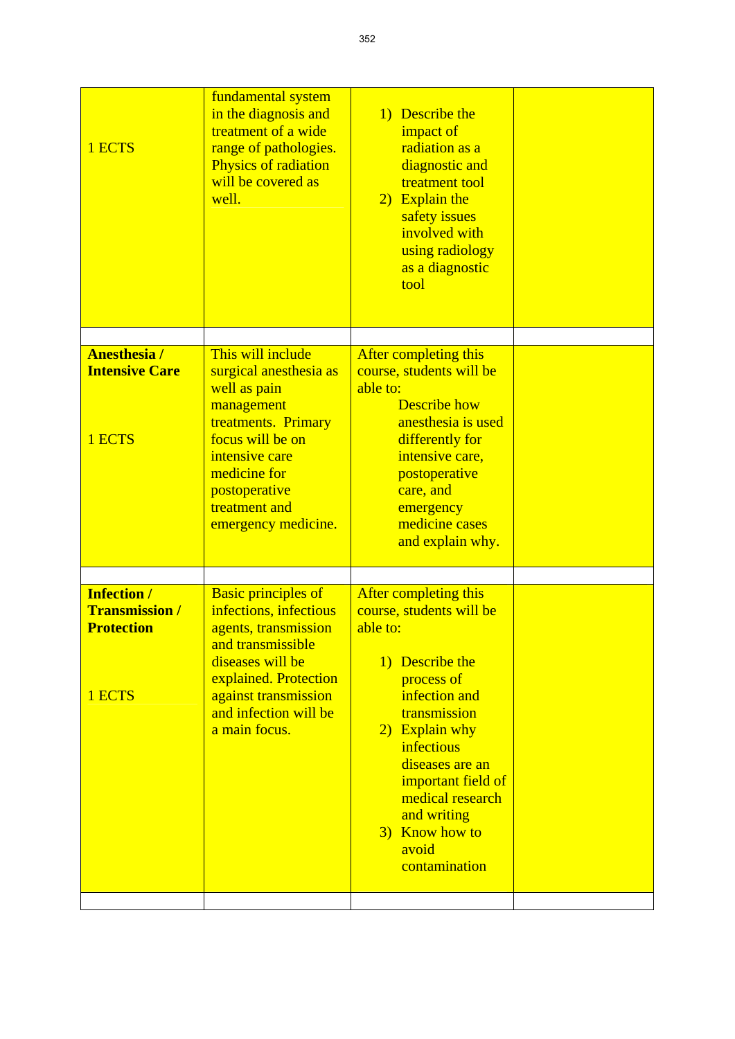| | | | |
|---|---|---|---|
| 1 ECTS | fundamental system in the diagnosis and treatment of a wide range of pathologies. Physics of radiation will be covered as well. | 1) Describe the impact of radiation as a diagnostic and treatment tool<br>2) Explain the safety issues involved with using radiology as a diagnostic tool | |
| | | | |
| **Anesthesia / Intensive Care**<br><br>1 ECTS | This will include surgical anesthesia as well as pain management treatments. Primary focus will be on intensive care medicine for postoperative treatment and emergency medicine. | After completing this course, students will be able to:<br>Describe how anesthesia is used differently for intensive care, postoperative care, and emergency medicine cases and explain why. | |
| | | | |
| **Infection / Transmission / Protection**<br><br>1 ECTS | Basic principles of infections, infectious agents, transmission and transmissible diseases will be explained. Protection against transmission and infection will be a main focus. | After completing this course, students will be able to:<br>1) Describe the process of infection and transmission<br>2) Explain why infectious diseases are an important field of medical research and writing<br>3) Know how to avoid contamination | |
| | | | |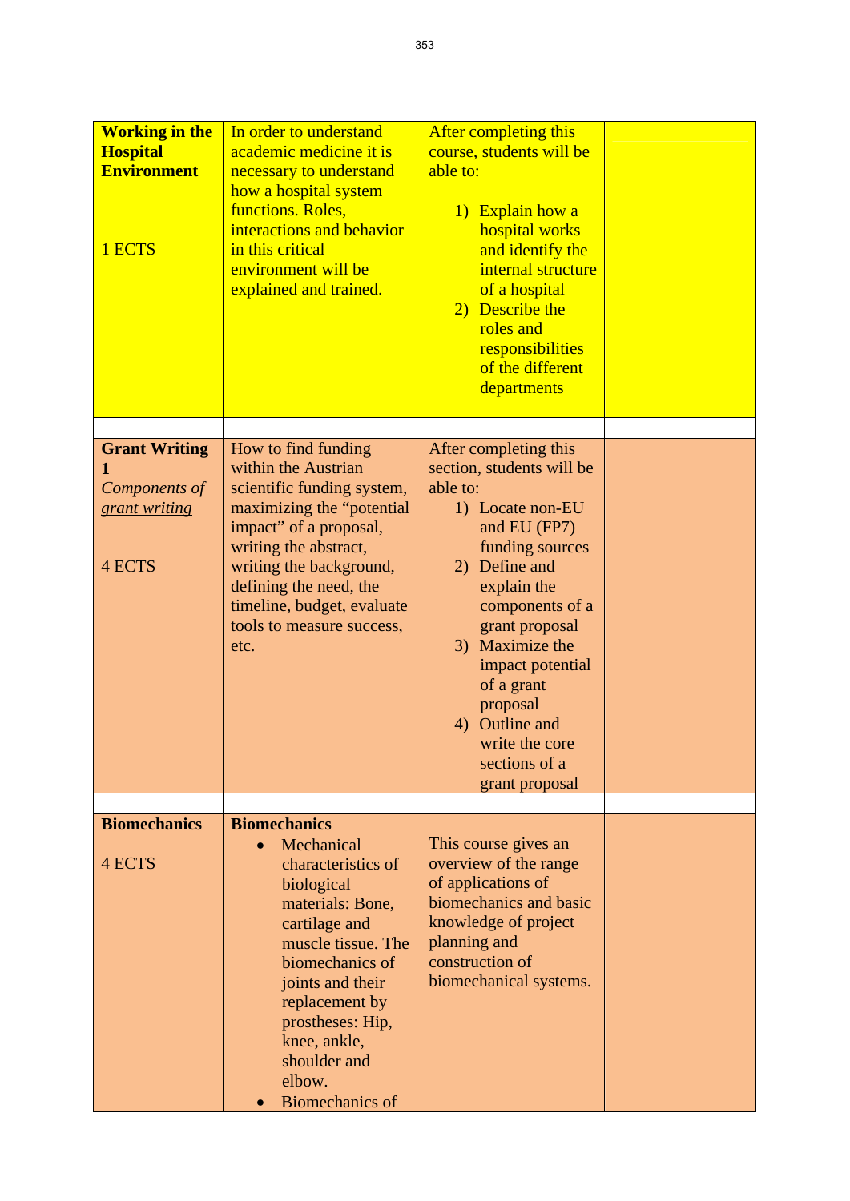| | | | |
|---|---|---|---|
| **Working in the Hospital Environment**<br><br>1 ECTS | In order to understand academic medicine it is necessary to understand how a hospital system functions. Roles, interactions and behavior in this critical environment will be explained and trained. | After completing this course, students will be able to:<br>1) Explain how a hospital works and identify the internal structure of a hospital<br>2) Describe the roles and responsibilities of the different departments | |
| | | | |
| **Grant Writing 1**<br>*Components of grant writing*<br><br>4 ECTS | How to find funding within the Austrian scientific funding system, maximizing the "potential impact" of a proposal, writing the abstract, writing the background, defining the need, the timeline, budget, evaluate tools to measure success, etc. | After completing this section, students will be able to:<br>1) Locate non-EU and EU (FP7) funding sources<br>2) Define and explain the components of a grant proposal<br>3) Maximize the impact potential of a grant proposal<br>4) Outline and write the core sections of a grant proposal | |
| | | | |
| **Biomechanics**<br><br>4 ECTS | **Biomechanics**<br>• Mechanical characteristics of biological materials: Bone, cartilage and muscle tissue. The biomechanics of joints and their replacement by prostheses: Hip, knee, ankle, shoulder and elbow.<br>• Biomechanics of | This course gives an overview of the range of applications of biomechanics and basic knowledge of project planning and construction of biomechanical systems. | |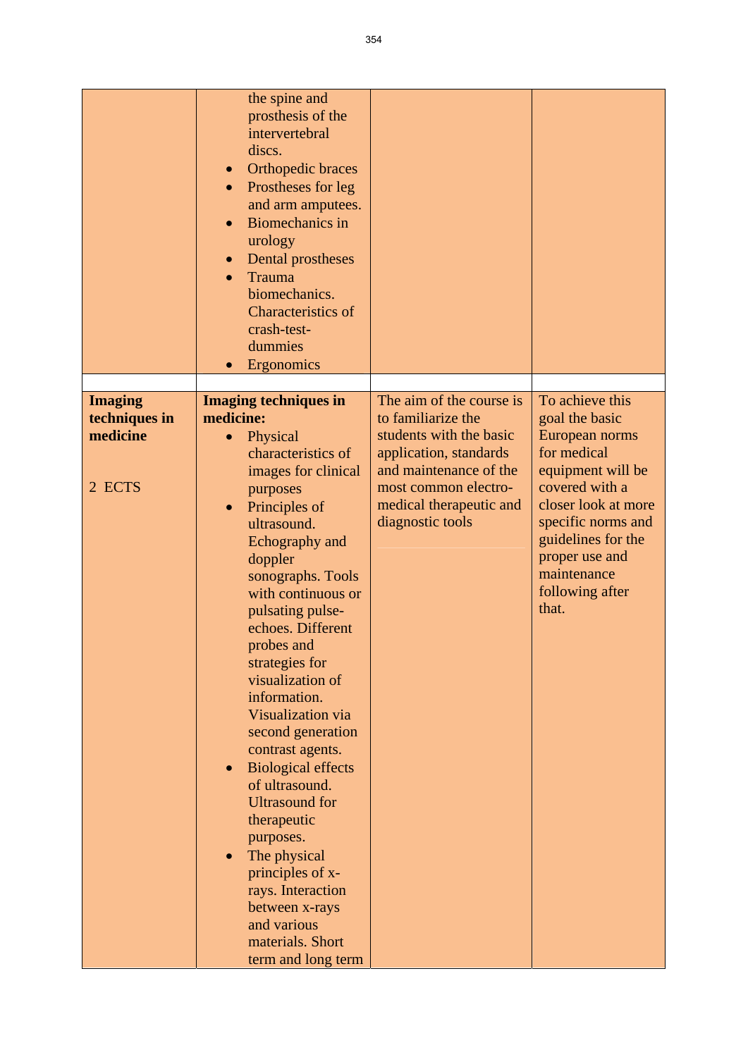| | | | |
|---|---|---|---|
| | the spine and prosthesis of the intervertebral discs.<br>• Orthopedic braces<br>• Prostheses for leg and arm amputees.<br>• Biomechanics in urology<br>• Dental prostheses<br>• Trauma biomechanics. Characteristics of crash-test-dummies<br>• Ergonomics | | |
| | | | |
| **Imaging techniques in medicine**<br><br>2 ECTS | **Imaging techniques in medicine:**<br>• Physical characteristics of images for clinical purposes<br>• Principles of ultrasound. Echography and doppler sonographs. Tools with continuous or pulsating pulse-echoes. Different probes and strategies for visualization of information. Visualization via second generation contrast agents.<br>• Biological effects of ultrasound. Ultrasound for therapeutic purposes.<br>• The physical principles of x-rays. Interaction between x-rays and various materials. Short term and long term | The aim of the course is to familiarize the students with the basic application, standards and maintenance of the most common electro-medical therapeutic and diagnostic tools | To achieve this goal the basic European norms for medical equipment will be covered with a closer look at more specific norms and guidelines for the proper use and maintenance following after that. |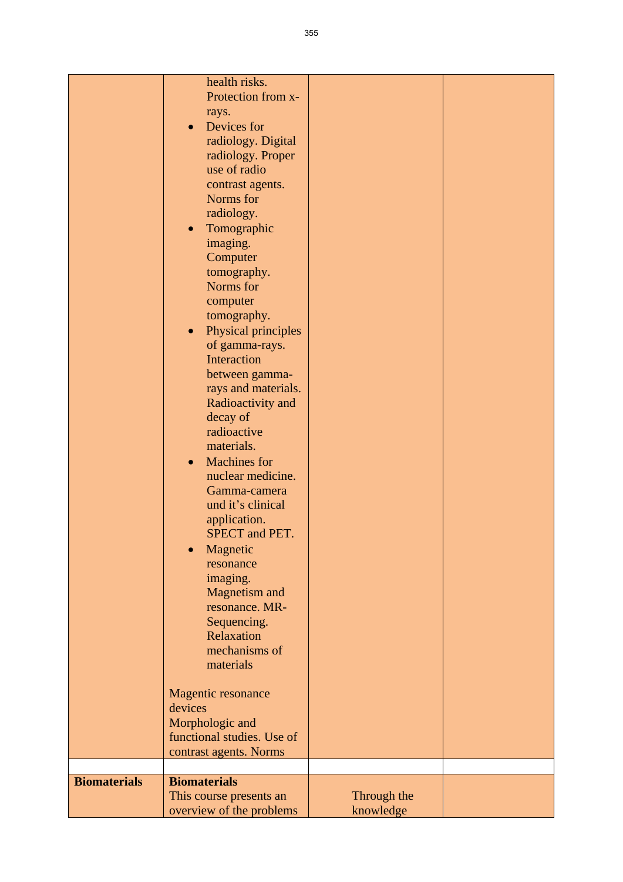| | | | |
|---|---|---|---|
| | health risks. Protection from x-rays.<br>• Devices for radiology. Digital radiology. Proper use of radio contrast agents. Norms for radiology.<br>• Tomographic imaging. Computer tomography. Norms for computer tomography.<br>• Physical principles of gamma-rays. Interaction between gamma-rays and materials. Radioactivity and decay of radioactive materials.<br>• Machines for nuclear medicine. Gamma-camera und it's clinical application. SPECT and PET.<br>• Magnetic resonance imaging. Magnetism and resonance. MR-Sequencing. Relaxation mechanisms of materials<br><br>Magentic resonance devices<br>Morphologic and functional studies. Use of contrast agents. Norms | | |
| | | | |
| **Biomaterials** | **Biomaterials**<br>This course presents an overview of the problems | Through the knowledge | |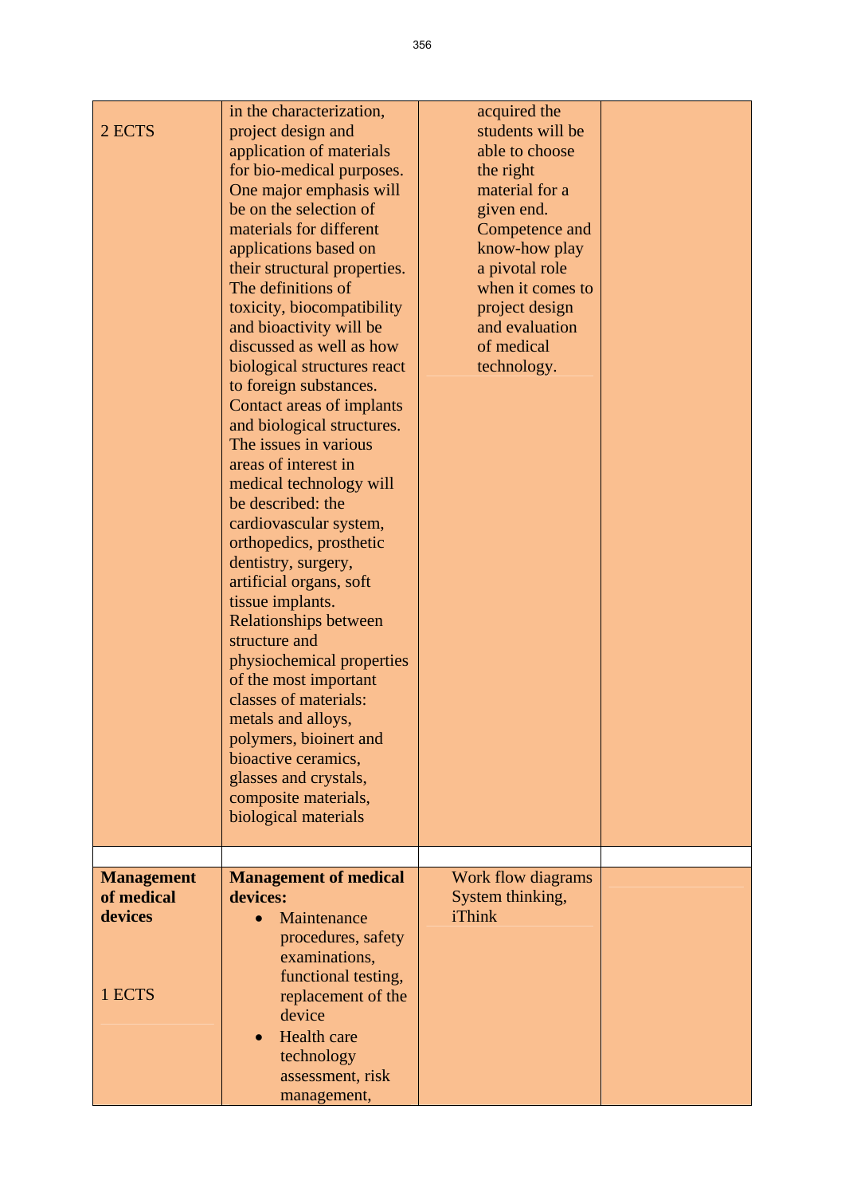| | | | |
|---|---|---|---|
| 2 ECTS | in the characterization, project design and application of materials for bio-medical purposes. One major emphasis will be on the selection of materials for different applications based on their structural properties. The definitions of toxicity, biocompatibility and bioactivity will be discussed as well as how biological structures react to foreign substances. Contact areas of implants and biological structures. The issues in various areas of interest in medical technology will be described: the cardiovascular system, orthopedics, prosthetic dentistry, surgery, artificial organs, soft tissue implants. Relationships between structure and physiochemical properties of the most important classes of materials: metals and alloys, polymers, bioinert and bioactive ceramics, glasses and crystals, composite materials, biological materials | acquired the students will be able to choose the right material for a given end. Competence and know-how play a pivotal role when it comes to project design and evaluation of medical technology. | |
| | | | |
| **Management of medical devices**<br><br>1 ECTS | **Management of medical devices:**<br>• Maintenance procedures, safety examinations, functional testing, replacement of the device<br>• Health care technology assessment, risk management, | Work flow diagrams System thinking, iThink | |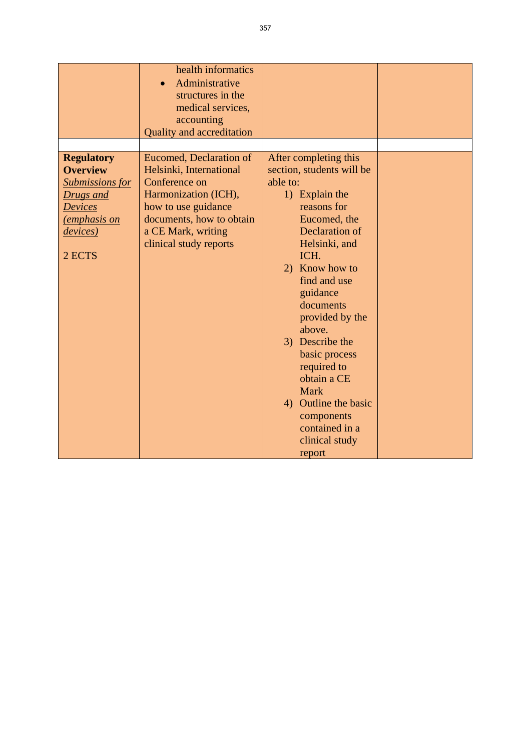| | | | |
|---|---|---|---|
| | health informatics<br>• Administrative structures in the medical services, accounting<br>Quality and accreditation | | |
| | | | |
| **Regulatory Overview**<br>*Submissions for Drugs and Devices (emphasis on devices)*<br><br>2 ECTS | Eucomed, Declaration of Helsinki, International Conference on Harmonization (ICH), how to use guidance documents, how to obtain a CE Mark, writing clinical study reports | After completing this section, students will be able to:<br>1) Explain the reasons for Eucomed, the Declaration of Helsinki, and ICH.<br>2) Know how to find and use guidance documents provided by the above.<br>3) Describe the basic process required to obtain a CE Mark<br>4) Outline the basic components contained in a clinical study report | |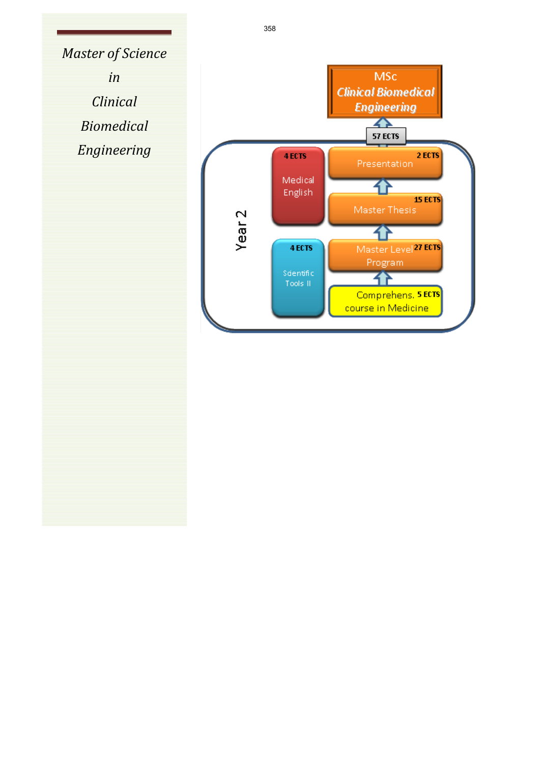*Master of Science*

*in*

*Clinical*

*Biomedical*

*Engineering*

**MSc**
***Clinical Biomedical Engineering***

**57 ECTS**

**Year 2**

- **4 ECTS** Medical English
- **4 ECTS** Scientific Tools II
- **2 ECTS** Presentation
- **15 ECTS** Master Thesis
- **27 ECTS** Master Level Program
- **5 ECTS** Comprehens. course in Medicine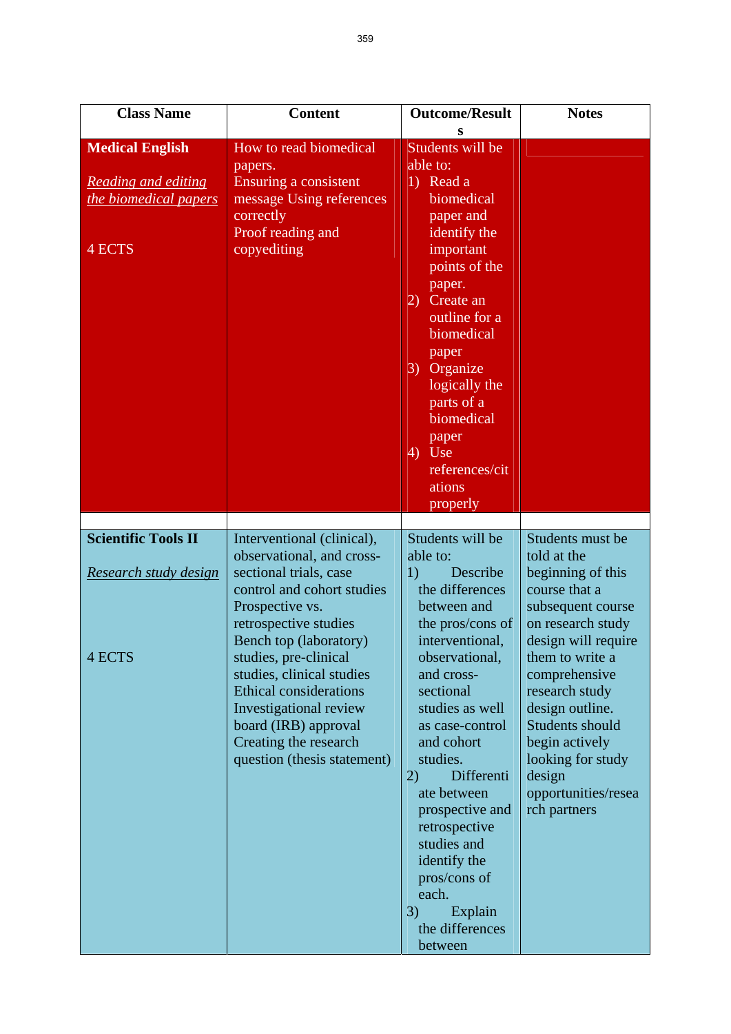| Class Name | Content | Outcome/Results | Notes |
|---|---|---|---|
| **Medical English**<br><br>*Reading and editing the biomedical papers*<br><br>4 ECTS | How to read biomedical papers.<br>Ensuring a consistent message Using references correctly<br>Proof reading and copyediting | Students will be able to:<br>1) Read a biomedical paper and identify the important points of the paper.<br>2) Create an outline for a biomedical paper<br>3) Organize logically the parts of a biomedical paper<br>4) Use references/citations properly | |
| | | | |
| **Scientific Tools II**<br><br>*Research study design*<br><br>4 ECTS | Interventional (clinical), observational, and cross-sectional trials, case control and cohort studies<br>Prospective vs. retrospective studies<br>Bench top (laboratory) studies, pre-clinical studies, clinical studies<br>Ethical considerations<br>Investigational review board (IRB) approval<br>Creating the research question (thesis statement) | Students will be able to:<br>1) Describe the differences between and the pros/cons of interventional, observational, and cross-sectional studies as well as case-control and cohort studies.<br>2) Differentiate between prospective and retrospective studies and identify the pros/cons of each.<br>3) Explain the differences between | Students must be told at the beginning of this course that a subsequent course on research study design will require them to write a comprehensive research study design outline. Students should begin actively looking for study design opportunities/research partners |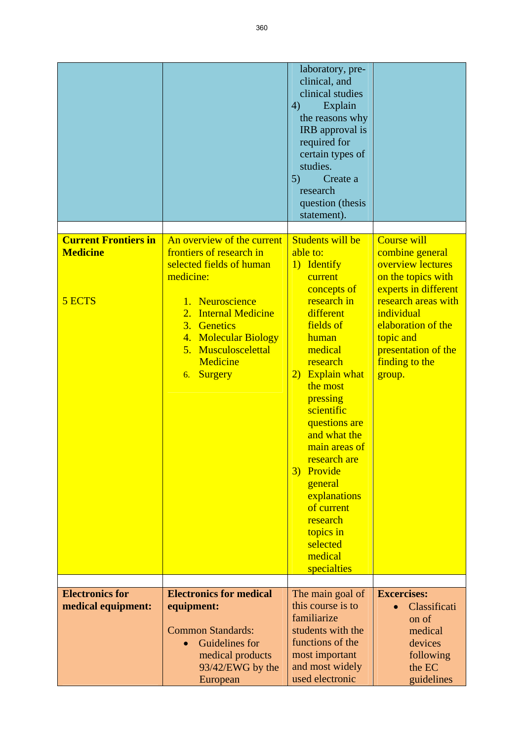| | | | |
|---|---|---|---|
| | | laboratory, pre-clinical, and clinical studies<br>4) Explain the reasons why IRB approval is required for certain types of studies.<br>5) Create a research question (thesis statement). | |
| | | | |
| **Current Frontiers in Medicine**<br><br>5 ECTS | An overview of the current frontiers of research in selected fields of human medicine:<br>1. Neuroscience<br>2. Internal Medicine<br>3. Genetics<br>4. Molecular Biology<br>5. Musculosceletal Medicine<br>6. Surgery | Students will be able to:<br>1) Identify current concepts of research in different fields of human medical research<br>2) Explain what the most pressing scientific questions are and what the main areas of research are<br>3) Provide general explanations of current research topics in selected medical specialties | Course will combine general overview lectures on the topics with experts in different research areas with individual elaboration of the topic and presentation of the finding to the group. |
| | | | |
| **Electronics for medical equipment:** | **Electronics for medical equipment:**<br><br>Common Standards:<br>• Guidelines for medical products 93/42/EWG by the European | The main goal of this course is to familiarize students with the functions of the most important and most widely used electronic | **Excercises:**<br>• Classification of medical devices following the EC guidelines |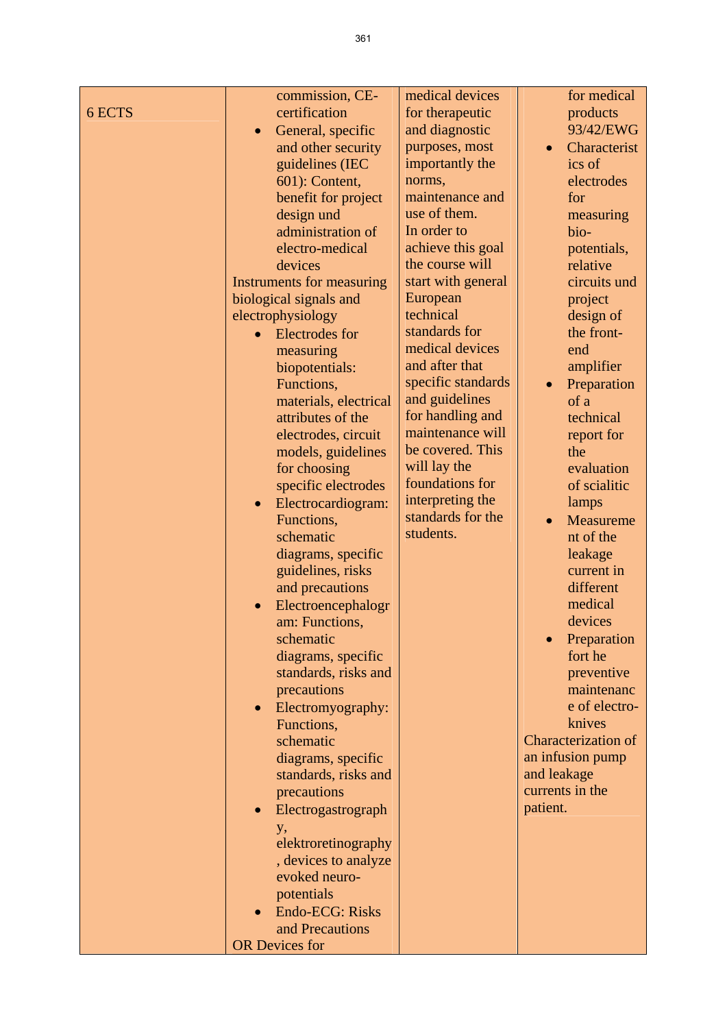| 6 ECTS | commission, CE-certification<br>• General, specific and other security guidelines (IEC 601): Content, benefit for project design und administration of electro-medical devices<br>Instruments for measuring biological signals and electrophysiology<br>• Electrodes for measuring biopotentials: Functions, materials, electrical attributes of the electrodes, circuit models, guidelines for choosing specific electrodes<br>• Electrocardiogram: Functions, schematic diagrams, specific guidelines, risks and precautions<br>• Electroencephalogram: Functions, schematic diagrams, specific standards, risks and precautions<br>• Electromyography: Functions, schematic diagrams, specific standards, risks and precautions<br>• Electrogastrography, elektroretinography, devices to analyze evoked neuro-potentials<br>• Endo-ECG: Risks and Precautions<br>OR Devices for | medical devices for therapeutic and diagnostic purposes, most importantly the norms, maintenance and use of them.<br>In order to achieve this goal the course will start with general European technical standards for medical devices and after that specific standards and guidelines for handling and maintenance will be covered. This will lay the foundations for interpreting the standards for the students. | for medical products 93/42/EWG<br>• Characteristics of electrodes for measuring bio-potentials, relative circuits und project design of the front-end amplifier<br>• Preparation of a technical report for the evaluation of scialitic lamps<br>• Measurement of the leakage current in different medical devices<br>• Preparation fort he preventive maintenance of electro-knives<br>Characterization of an infusion pump and leakage currents in the patient. |
|---|---|---|---|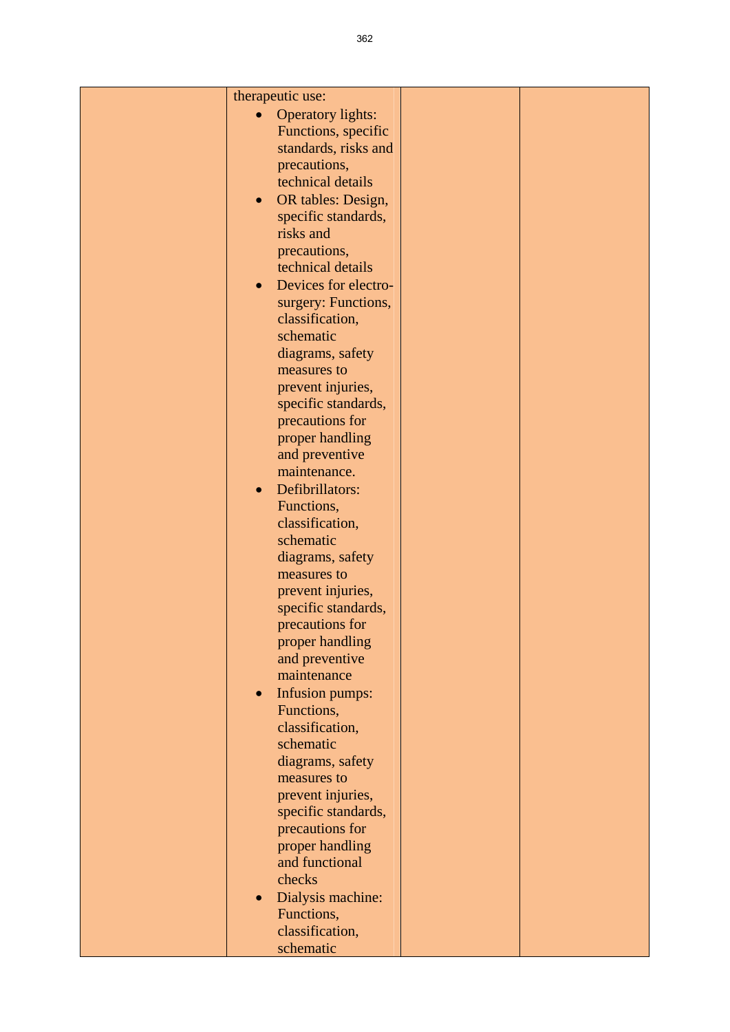|  | therapeutic use:<br>• Operatory lights: Functions, specific standards, risks and precautions, technical details<br>• OR tables: Design, specific standards, risks and precautions, technical details<br>• Devices for electro-surgery: Functions, classification, schematic diagrams, safety measures to prevent injuries, specific standards, precautions for proper handling and preventive maintenance.<br>• Defibrillators: Functions, classification, schematic diagrams, safety measures to prevent injuries, specific standards, precautions for proper handling and preventive maintenance<br>• Infusion pumps: Functions, classification, schematic diagrams, safety measures to prevent injuries, specific standards, precautions for proper handling and functional checks<br>• Dialysis machine: Functions, classification, schematic |  |  |
|---|---|---|---|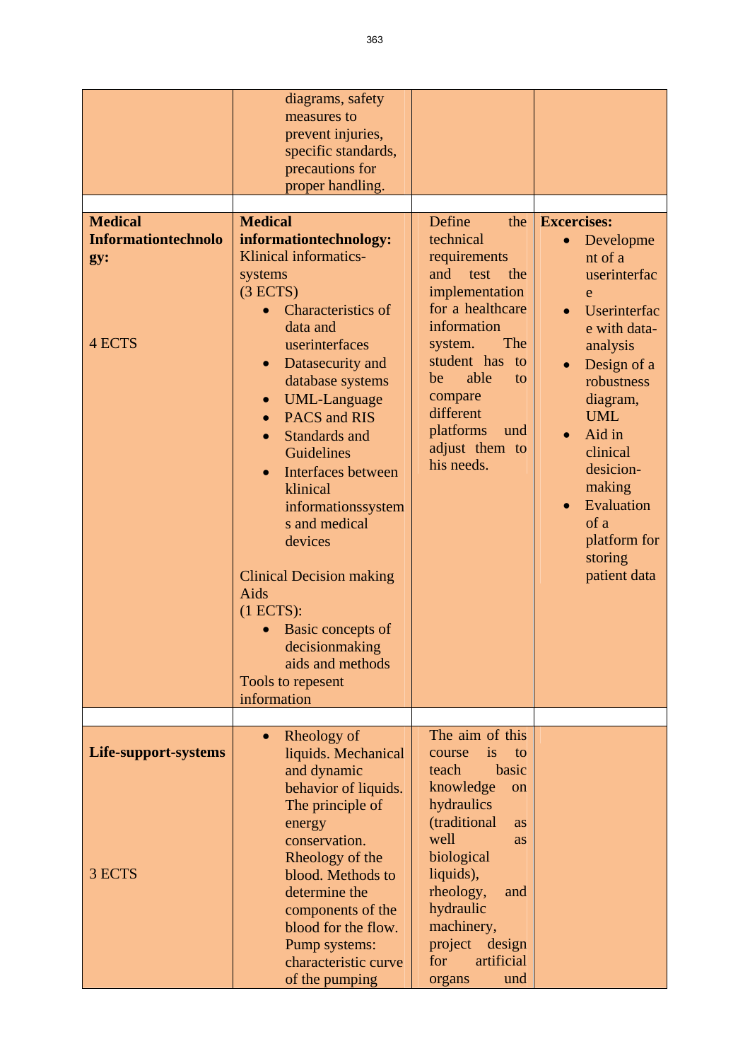| | | | |
|---|---|---|---|
| | diagrams, safety measures to prevent injuries, specific standards, precautions for proper handling. | | |
| | | | |
| **Medical Informationtechnology:**<br><br>4 ECTS | **Medical informationtechnology:** Klinical informatics-systems (3 ECTS)<br>• Characteristics of data and userinterfaces<br>• Datasecurity and database systems<br>• UML-Language<br>• PACS and RIS<br>• Standards and Guidelines<br>• Interfaces between klinical informationssystems and medical devices<br><br>Clinical Decision making Aids (1 ECTS):<br>• Basic concepts of decisionmaking aids and methods<br>Tools to repesent information | Define the technical requirements and test the implementation for a healthcare information system. The student has to be able to compare different platforms und adjust them to his needs. | **Excercises:**<br>• Development of a userinterface<br>• Userinterface with data-analysis<br>• Design of a robustness diagram, UML<br>• Aid in clinical desicion-making<br>• Evaluation of a platform for storing patient data |
| | | | |
| **Life-support-systems**<br><br>3 ECTS | • Rheology of liquids. Mechanical and dynamic behavior of liquids. The principle of energy conservation. Rheology of the blood. Methods to determine the components of the blood for the flow. Pump systems: characteristic curve of the pumping | The aim of this course is to teach basic knowledge on hydraulics (traditional as well as biological liquids), rheology, and hydraulic machinery, project design for artificial organs und | |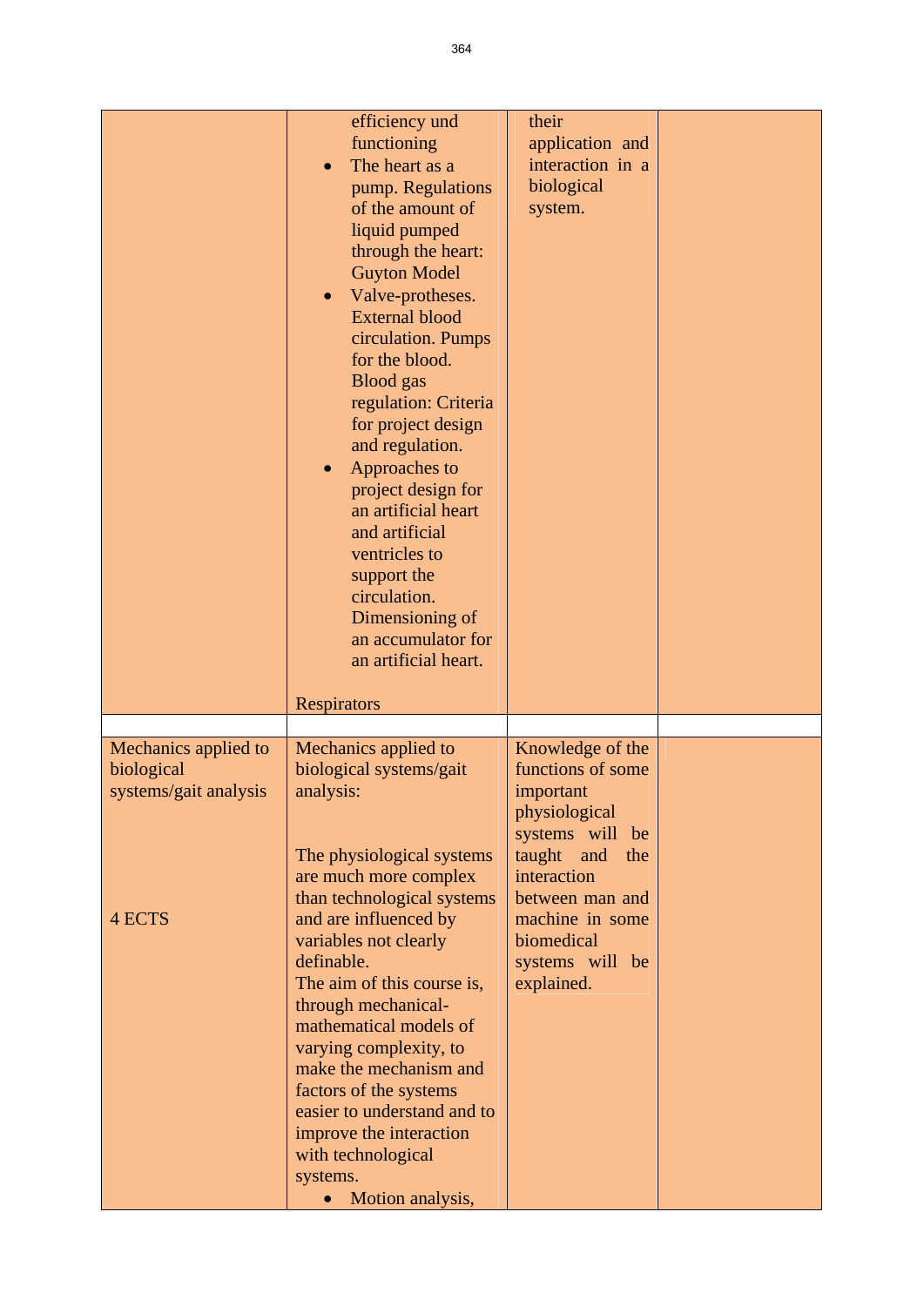| | | | |
|---|---|---|---|
| | efficiency und functioning<br>• The heart as a pump. Regulations of the amount of liquid pumped through the heart: Guyton Model<br>• Valve-protheses. External blood circulation. Pumps for the blood. Blood gas regulation: Criteria for project design and regulation.<br>• Approaches to project design for an artificial heart and artificial ventricles to support the circulation. Dimensioning of an accumulator for an artificial heart.<br><br>Respirators | their application and interaction in a biological system. | |
| | | | |
| Mechanics applied to biological systems/gait analysis<br><br>4 ECTS | Mechanics applied to biological systems/gait analysis:<br><br>The physiological systems are much more complex than technological systems and are influenced by variables not clearly definable.<br>The aim of this course is, through mechanical-mathematical models of varying complexity, to make the mechanism and factors of the systems easier to understand and to improve the interaction with technological systems.<br>• Motion analysis, | Knowledge of the functions of some important physiological systems will be taught and the interaction between man and machine in some biomedical systems will be explained. | |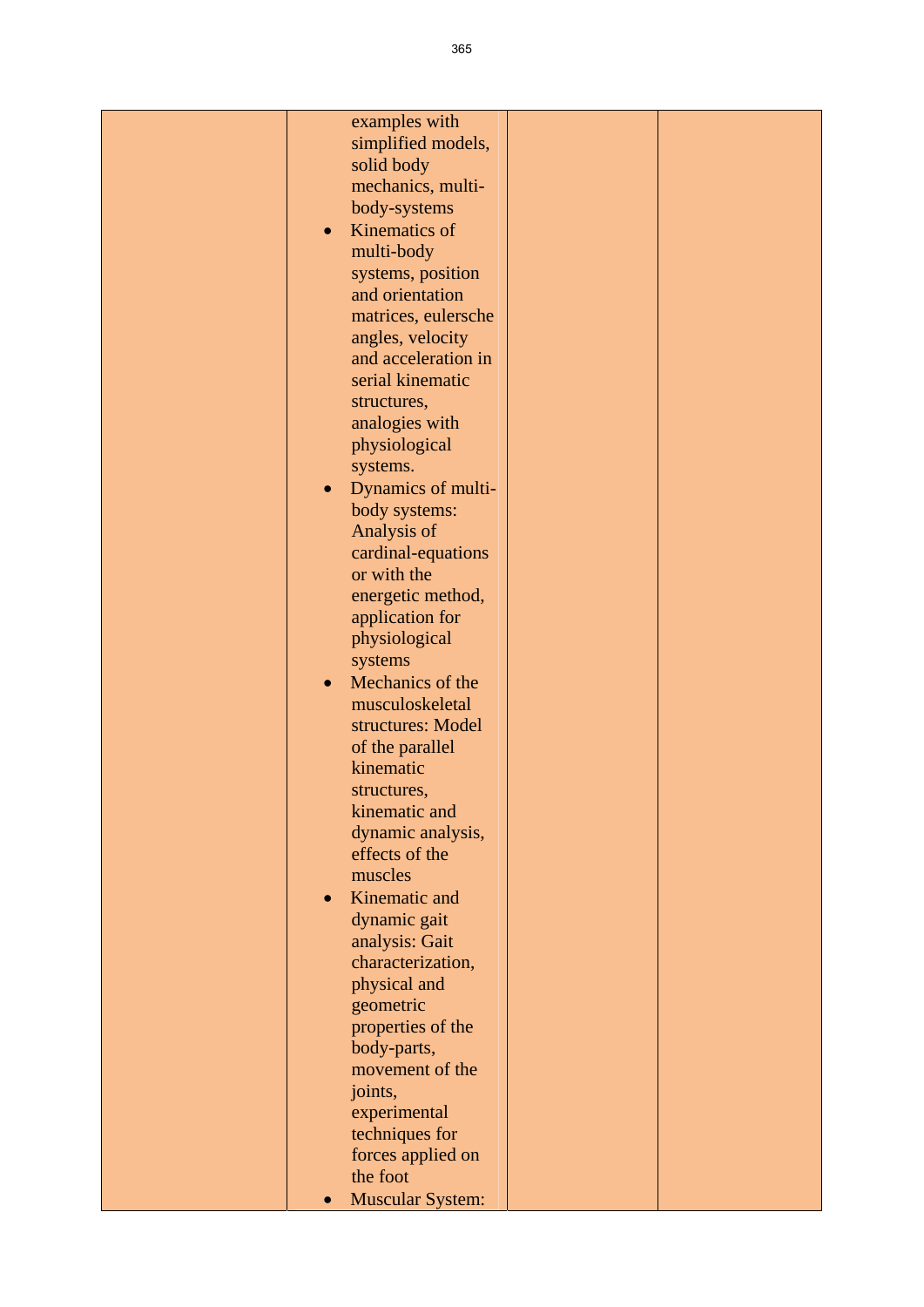|  | examples with simplified models, solid body mechanics, multi-body-systems<br>• Kinematics of multi-body systems, position and orientation matrices, eulersche angles, velocity and acceleration in serial kinematic structures, analogies with physiological systems.<br>• Dynamics of multi-body systems: Analysis of cardinal-equations or with the energetic method, application for physiological systems<br>• Mechanics of the musculoskeletal structures: Model of the parallel kinematic structures, kinematic and dynamic analysis, effects of the muscles<br>• Kinematic and dynamic gait analysis: Gait characterization, physical and geometric properties of the body-parts, movement of the joints, experimental techniques for forces applied on the foot<br>• Muscular System: |  |  |
|---|---|---|---|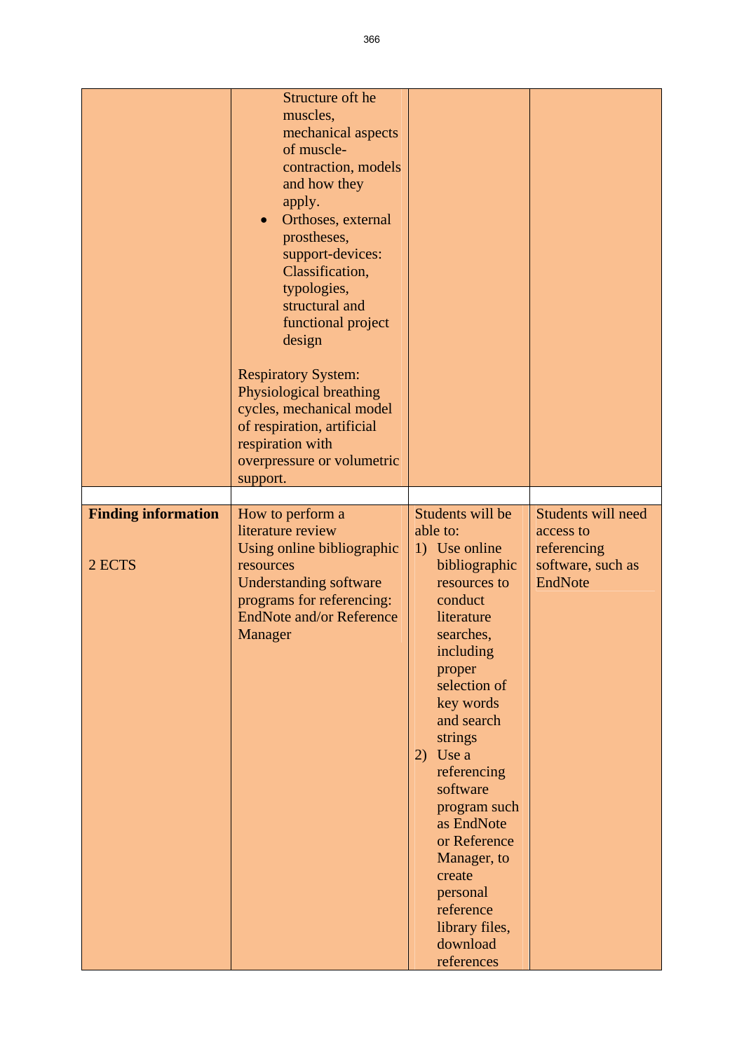| | | | |
|---|---|---|---|
| | Structure oft he muscles, mechanical aspects of muscle-contraction, models and how they apply.<br>• Orthoses, external prostheses, support-devices: Classification, typologies, structural and functional project design<br><br>Respiratory System: Physiological breathing cycles, mechanical model of respiration, artificial respiration with overpressure or volumetric support. | | |
| | | | |
| **Finding information**<br><br>2 ECTS | How to perform a literature review<br>Using online bibliographic resources<br>Understanding software programs for referencing: EndNote and/or Reference Manager | Students will be able to:<br>1) Use online bibliographic resources to conduct literature searches, including proper selection of key words and search strings<br>2) Use a referencing software program such as EndNote or Reference Manager, to create personal reference library files, download references | Students will need access to referencing software, such as EndNote |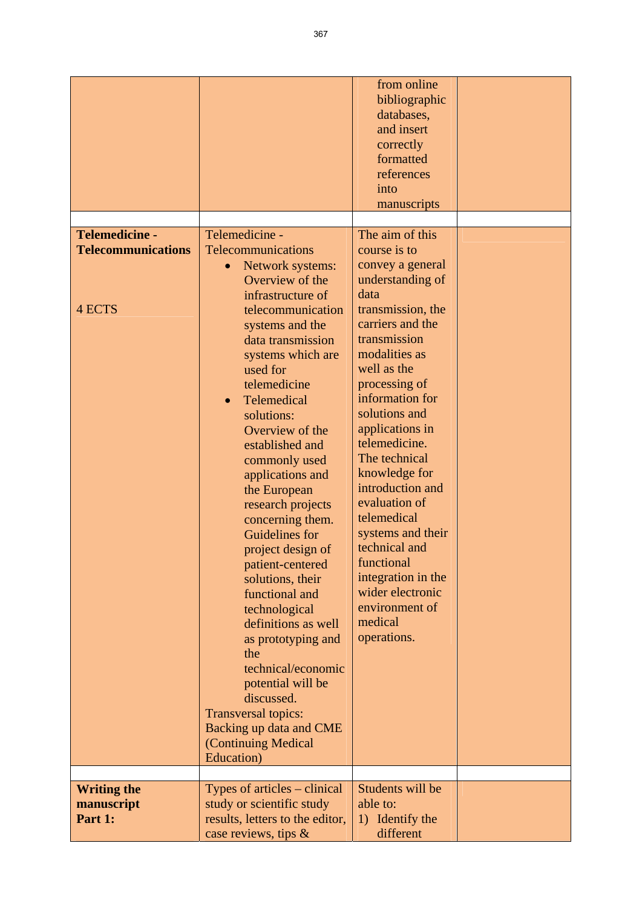| | | | |
|---|---|---|---|
| | | from online bibliographic databases, and insert correctly formatted references into manuscripts | |
| | | | |
| **Telemedicine - Telecommunications**<br><br>4 ECTS | Telemedicine - Telecommunications<br>• Network systems: Overview of the infrastructure of telecommunication systems and the data transmission systems which are used for telemedicine<br>• Telemedical solutions: Overview of the established and commonly used applications and the European research projects concerning them. Guidelines for project design of patient-centered solutions, their functional and technological definitions as well as prototyping and the technical/economic potential will be discussed.<br>Transversal topics: Backing up data and CME (Continuing Medical Education) | The aim of this course is to convey a general understanding of data transmission, the carriers and the transmission modalities as well as the processing of information for solutions and applications in telemedicine. The technical knowledge for introduction and evaluation of telemedical systems and their technical and functional integration in the wider electronic environment of medical operations. | |
| | | | |
| **Writing the manuscript Part 1:** | Types of articles – clinical study or scientific study results, letters to the editor, case reviews, tips & | Students will be able to:<br>1) Identify the different | |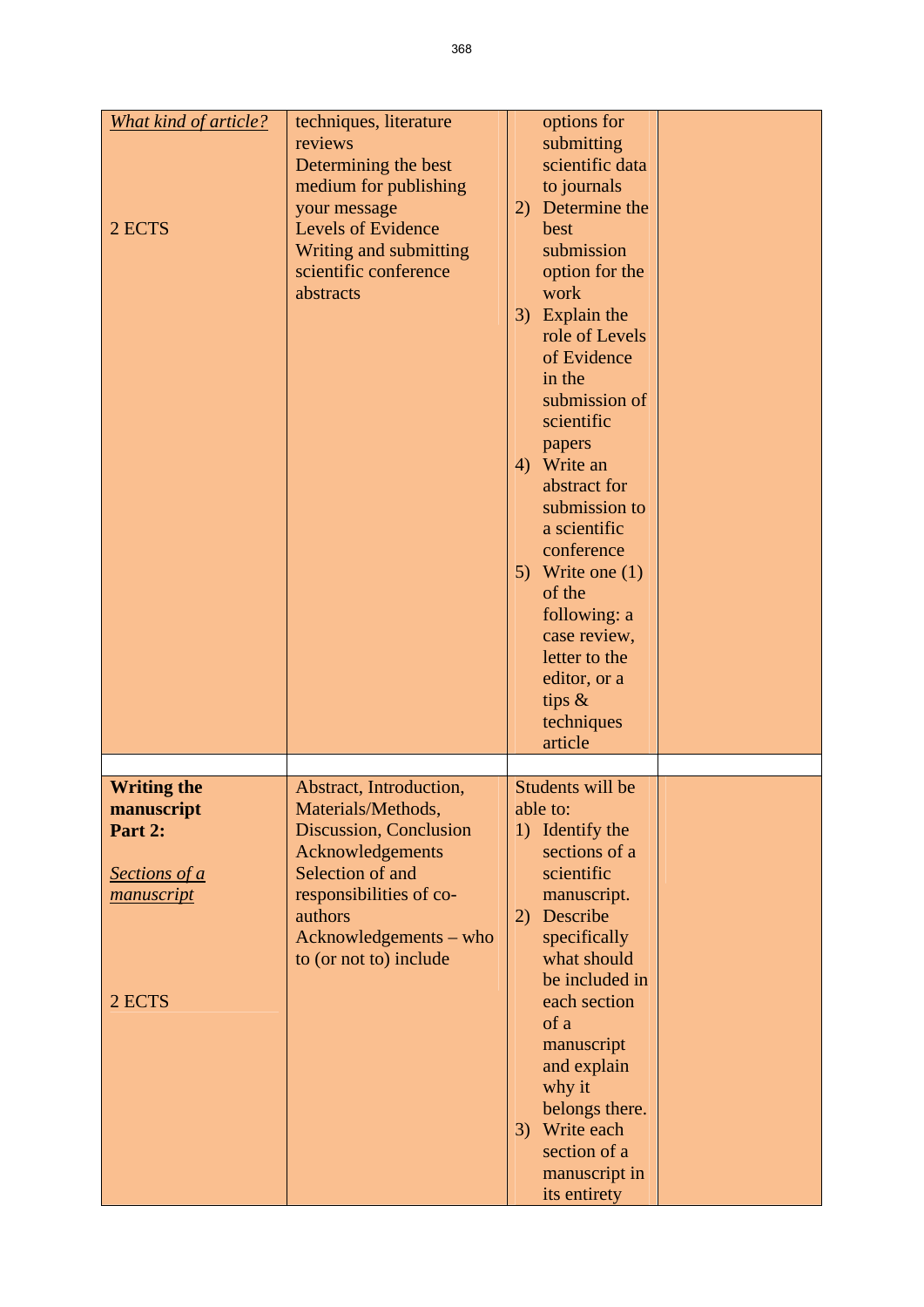| | | | |
|---|---|---|---|
| *What kind of article?*<br><br>2 ECTS | techniques, literature reviews<br>Determining the best medium for publishing your message<br>Levels of Evidence<br>Writing and submitting scientific conference abstracts | options for submitting scientific data to journals<br>2) Determine the best submission option for the work<br>3) Explain the role of Levels of Evidence in the submission of scientific papers<br>4) Write an abstract for submission to a scientific conference<br>5) Write one (1) of the following: a case review, letter to the editor, or a tips & techniques article | |
| | | | |
| **Writing the manuscript Part 2:**<br><br>*Sections of a manuscript*<br><br>2 ECTS | Abstract, Introduction, Materials/Methods, Discussion, Conclusion<br>Acknowledgements<br>Selection of and responsibilities of co-authors<br>Acknowledgements – who to (or not to) include | Students will be able to:<br>1) Identify the sections of a scientific manuscript.<br>2) Describe specifically what should be included in each section of a manuscript and explain why it belongs there.<br>3) Write each section of a manuscript in its entirety | |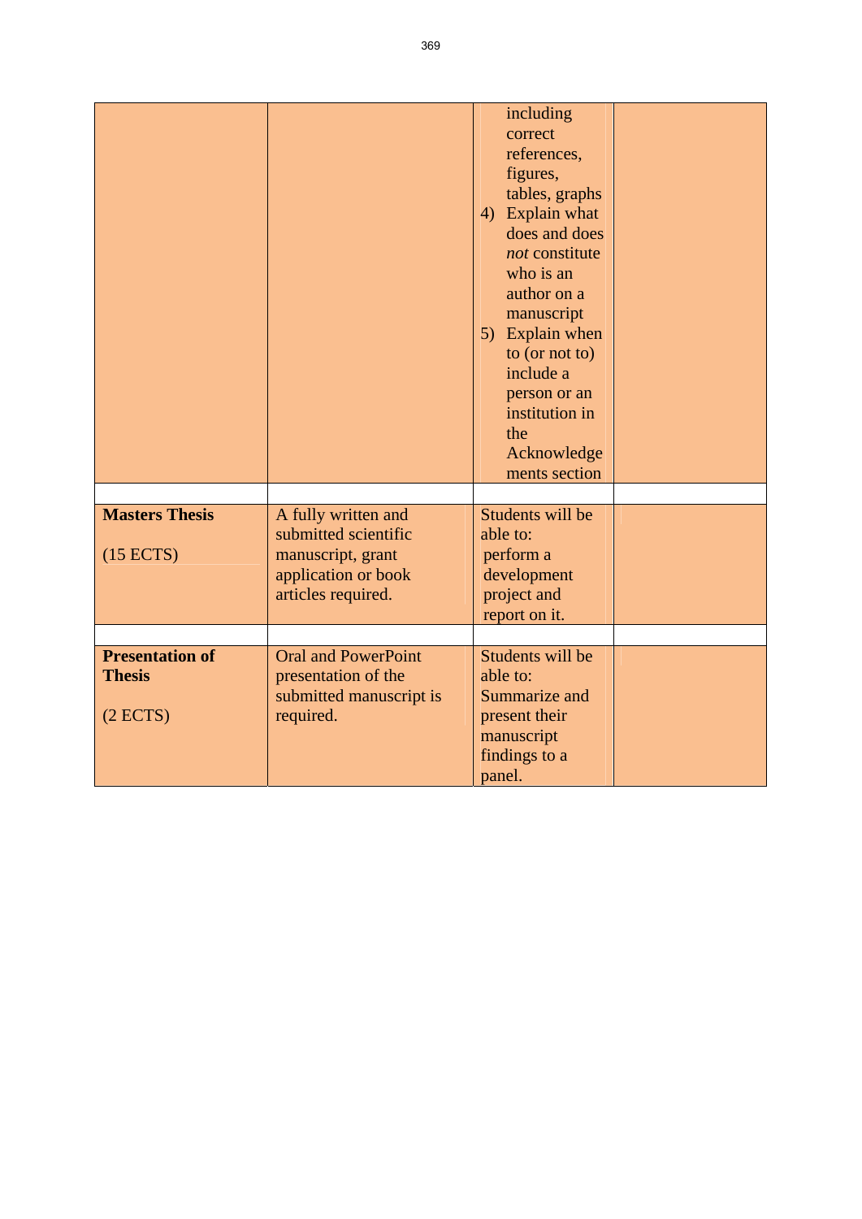| | | | |
|---|---|---|---|
| | | including correct references, figures, tables, graphs<br>4) Explain what does and does *not* constitute who is an author on a manuscript<br>5) Explain when to (or not to) include a person or an institution in the Acknowledgements section | |
| | | | |
| **Masters Thesis**<br><br>(15 ECTS) | A fully written and submitted scientific manuscript, grant application or book articles required. | Students will be able to: perform a development project and report on it. | |
| | | | |
| **Presentation of Thesis**<br><br>(2 ECTS) | Oral and PowerPoint presentation of the submitted manuscript is required. | Students will be able to: Summarize and present their manuscript findings to a panel. | |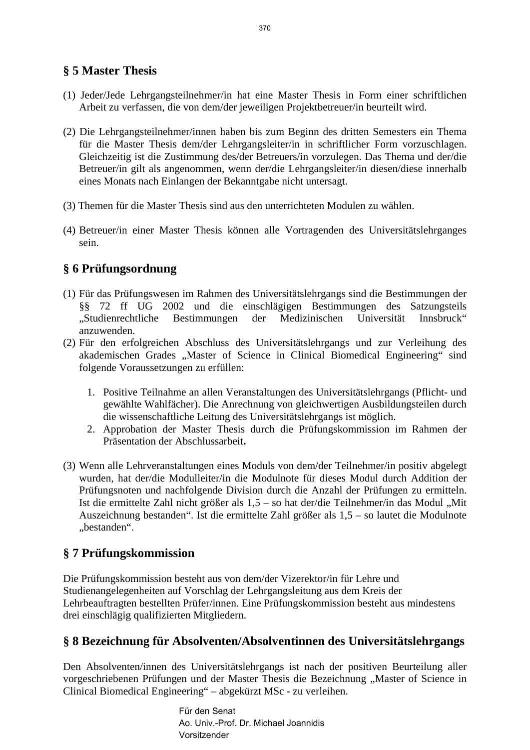## § 5 Master Thesis

(1) Jeder/Jede Lehrgangsteilnehmer/in hat eine Master Thesis in Form einer schriftlichen Arbeit zu verfassen, die von dem/der jeweiligen Projektbetreuer/in beurteilt wird.

(2) Die Lehrgangsteilnehmer/innen haben bis zum Beginn des dritten Semesters ein Thema für die Master Thesis dem/der Lehrgangsleiter/in in schriftlicher Form vorzuschlagen. Gleichzeitig ist die Zustimmung des/der Betreuers/in vorzulegen. Das Thema und der/die Betreuer/in gilt als angenommen, wenn der/die Lehrgangsleiter/in diesen/diese innerhalb eines Monats nach Einlangen der Bekanntgabe nicht untersagt.

(3) Themen für die Master Thesis sind aus den unterrichteten Modulen zu wählen.

(4) Betreuer/in einer Master Thesis können alle Vortragenden des Universitätslehrganges sein.

## § 6 Prüfungsordnung

(1) Für das Prüfungswesen im Rahmen des Universitätslehrgangs sind die Bestimmungen der §§ 72 ff UG 2002 und die einschlägigen Bestimmungen des Satzungsteils „Studienrechtliche Bestimmungen der Medizinischen Universität Innsbruck" anzuwenden.

(2) Für den erfolgreichen Abschluss des Universitätslehrgangs und zur Verleihung des akademischen Grades „Master of Science in Clinical Biomedical Engineering" sind folgende Voraussetzungen zu erfüllen:

1. Positive Teilnahme an allen Veranstaltungen des Universitätslehrgangs (Pflicht- und gewählte Wahlfächer). Die Anrechnung von gleichwertigen Ausbildungsteilen durch die wissenschaftliche Leitung des Universitätslehrgangs ist möglich.
2. Approbation der Master Thesis durch die Prüfungskommission im Rahmen der Präsentation der Abschlussarbeit**.**

(3) Wenn alle Lehrveranstaltungen eines Moduls von dem/der Teilnehmer/in positiv abgelegt wurden, hat der/die Modulleiter/in die Modulnote für dieses Modul durch Addition der Prüfungsnoten und nachfolgende Division durch die Anzahl der Prüfungen zu ermitteln. Ist die ermittelte Zahl nicht größer als 1,5 – so hat der/die Teilnehmer/in das Modul „Mit Auszeichnung bestanden". Ist die ermittelte Zahl größer als 1,5 – so lautet die Modulnote „bestanden".

## § 7 Prüfungskommission

Die Prüfungskommission besteht aus von dem/der Vizerektor/in für Lehre und Studienangelegenheiten auf Vorschlag der Lehrgangsleitung aus dem Kreis der Lehrbeauftragten bestellten Prüfer/innen. Eine Prüfungskommission besteht aus mindestens drei einschlägig qualifizierten Mitgliedern.

## § 8 Bezeichnung für Absolventen/Absolventinnen des Universitätslehrgangs

Den Absolventen/innen des Universitätslehrgangs ist nach der positiven Beurteilung aller vorgeschriebenen Prüfungen und der Master Thesis die Bezeichnung „Master of Science in Clinical Biomedical Engineering" – abgekürzt MSc - zu verleihen.

Für den Senat
Ao. Univ.-Prof. Dr. Michael Joannidis
Vorsitzender